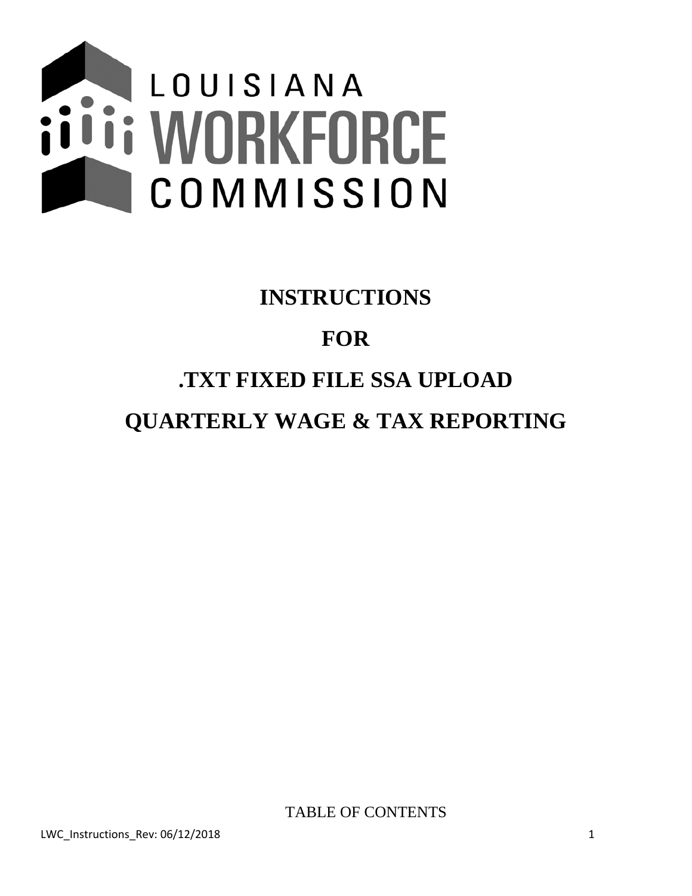LOUISIANA WORKFORCE COMMISSION

# INSTRUCTIONS

# FOR

# .TXT FIXED FILE SSA UPLOAD

# QUARTERLY WAGE & TAX REPORTING

TABLE OF CONTENTS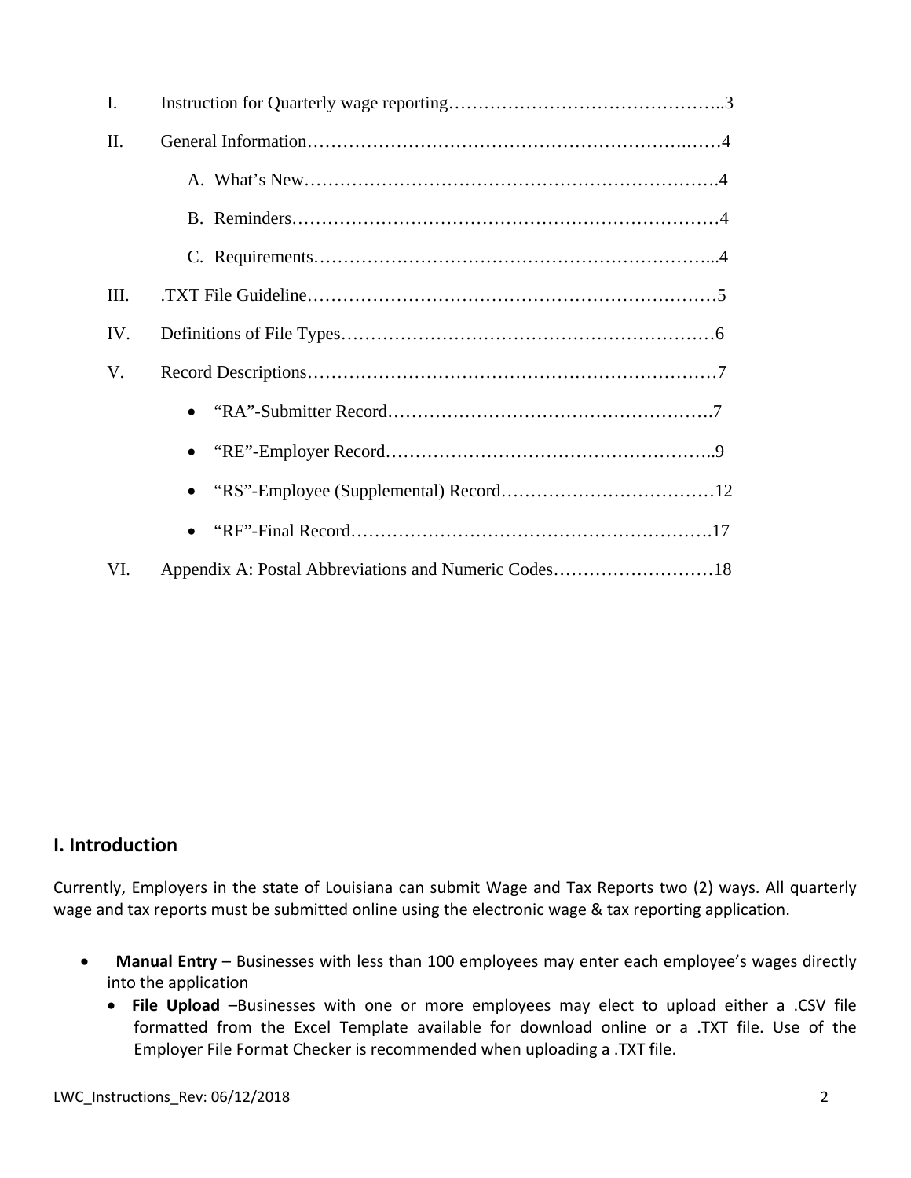I. Instruction for Quarterly wage reporting……………………………………..3

II. General Information……………………………………………………….……4

- A. What's New…………………………………………………………….4
- B. Reminders………………………………………………………………4
- C. Requirements…………………………………………………………...4

III. .TXT File Guideline……………………………………………………………5

IV. Definitions of File Types……………………………………………………6

V. Record Descriptions……………………………………………………………7

- "RA"-Submitter Record……………………………………………….7
- "RE"-Employer Record………………………………………………..9
- "RS"-Employee (Supplemental) Record………………………………12
- "RF"-Final Record…………………………………………………….17

VI. Appendix A: Postal Abbreviations and Numeric Codes………………………18

## I. Introduction

Currently, Employers in the state of Louisiana can submit Wage and Tax Reports two (2) ways. All quarterly wage and tax reports must be submitted online using the electronic wage & tax reporting application.

- **Manual Entry** – Businesses with less than 100 employees may enter each employee's wages directly into the application
- **File Upload** –Businesses with one or more employees may elect to upload either a .CSV file formatted from the Excel Template available for download online or a .TXT file. Use of the Employer File Format Checker is recommended when uploading a .TXT file.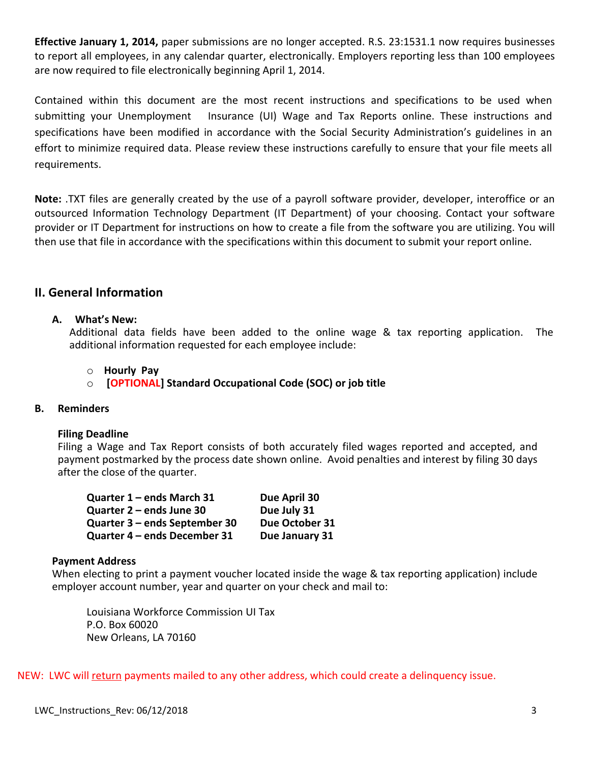**Effective January 1, 2014,** paper submissions are no longer accepted. R.S. 23:1531.1 now requires businesses to report all employees, in any calendar quarter, electronically. Employers reporting less than 100 employees are now required to file electronically beginning April 1, 2014.

Contained within this document are the most recent instructions and specifications to be used when submitting your Unemployment Insurance (UI) Wage and Tax Reports online. These instructions and specifications have been modified in accordance with the Social Security Administration's guidelines in an effort to minimize required data. Please review these instructions carefully to ensure that your file meets all requirements.

**Note:** .TXT files are generally created by the use of a payroll software provider, developer, interoffice or an outsourced Information Technology Department (IT Department) of your choosing. Contact your software provider or IT Department for instructions on how to create a file from the software you are utilizing. You will then use that file in accordance with the specifications within this document to submit your report online.

## II. General Information

### A. What's New:

Additional data fields have been added to the online wage & tax reporting application. The additional information requested for each employee include:

- **Hourly Pay**
- **[OPTIONAL] Standard Occupational Code (SOC) or job title**

### B. Reminders

**Filing Deadline**

Filing a Wage and Tax Report consists of both accurately filed wages reported and accepted, and payment postmarked by the process date shown online. Avoid penalties and interest by filing 30 days after the close of the quarter.

| | |
|---|---|
| **Quarter 1 – ends March 31** | **Due April 30** |
| **Quarter 2 – ends June 30** | **Due July 31** |
| **Quarter 3 – ends September 30** | **Due October 31** |
| **Quarter 4 – ends December 31** | **Due January 31** |

**Payment Address**

When electing to print a payment voucher located inside the wage & tax reporting application) include employer account number, year and quarter on your check and mail to:

Louisiana Workforce Commission UI Tax
P.O. Box 60020
New Orleans, LA 70160

NEW: LWC will return payments mailed to any other address, which could create a delinquency issue.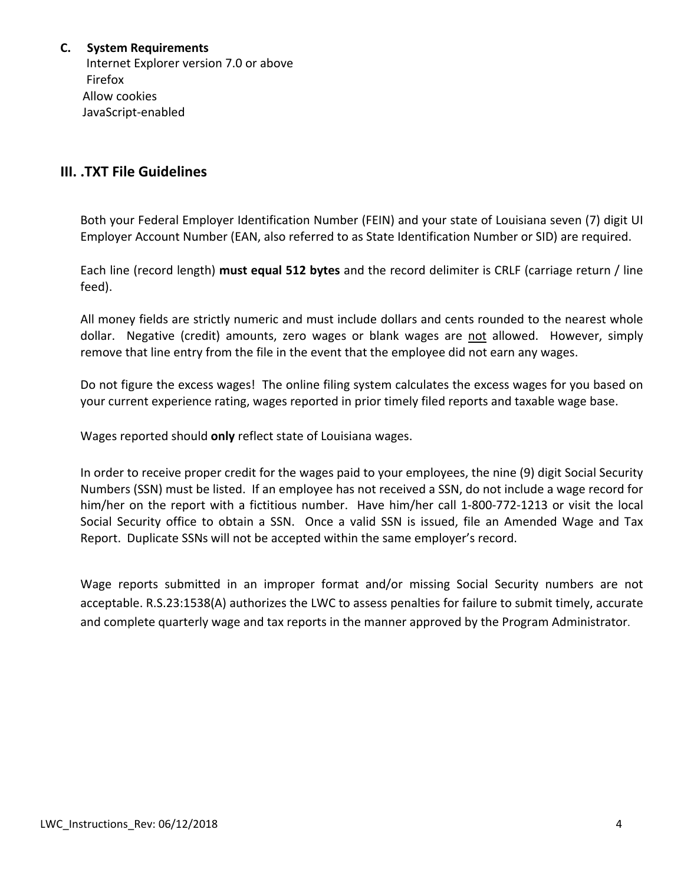**C. System Requirements**

Internet Explorer version 7.0 or above
Firefox
Allow cookies
JavaScript-enabled

## III. .TXT File Guidelines

Both your Federal Employer Identification Number (FEIN) and your state of Louisiana seven (7) digit UI Employer Account Number (EAN, also referred to as State Identification Number or SID) are required.

Each line (record length) **must equal 512 bytes** and the record delimiter is CRLF (carriage return / line feed).

All money fields are strictly numeric and must include dollars and cents rounded to the nearest whole dollar. Negative (credit) amounts, zero wages or blank wages are <u>not</u> allowed. However, simply remove that line entry from the file in the event that the employee did not earn any wages.

Do not figure the excess wages! The online filing system calculates the excess wages for you based on your current experience rating, wages reported in prior timely filed reports and taxable wage base.

Wages reported should **only** reflect state of Louisiana wages.

In order to receive proper credit for the wages paid to your employees, the nine (9) digit Social Security Numbers (SSN) must be listed. If an employee has not received a SSN, do not include a wage record for him/her on the report with a fictitious number. Have him/her call 1-800-772-1213 or visit the local Social Security office to obtain a SSN. Once a valid SSN is issued, file an Amended Wage and Tax Report. Duplicate SSNs will not be accepted within the same employer's record.

Wage reports submitted in an improper format and/or missing Social Security numbers are not acceptable. R.S.23:1538(A) authorizes the LWC to assess penalties for failure to submit timely, accurate and complete quarterly wage and tax reports in the manner approved by the Program Administrator.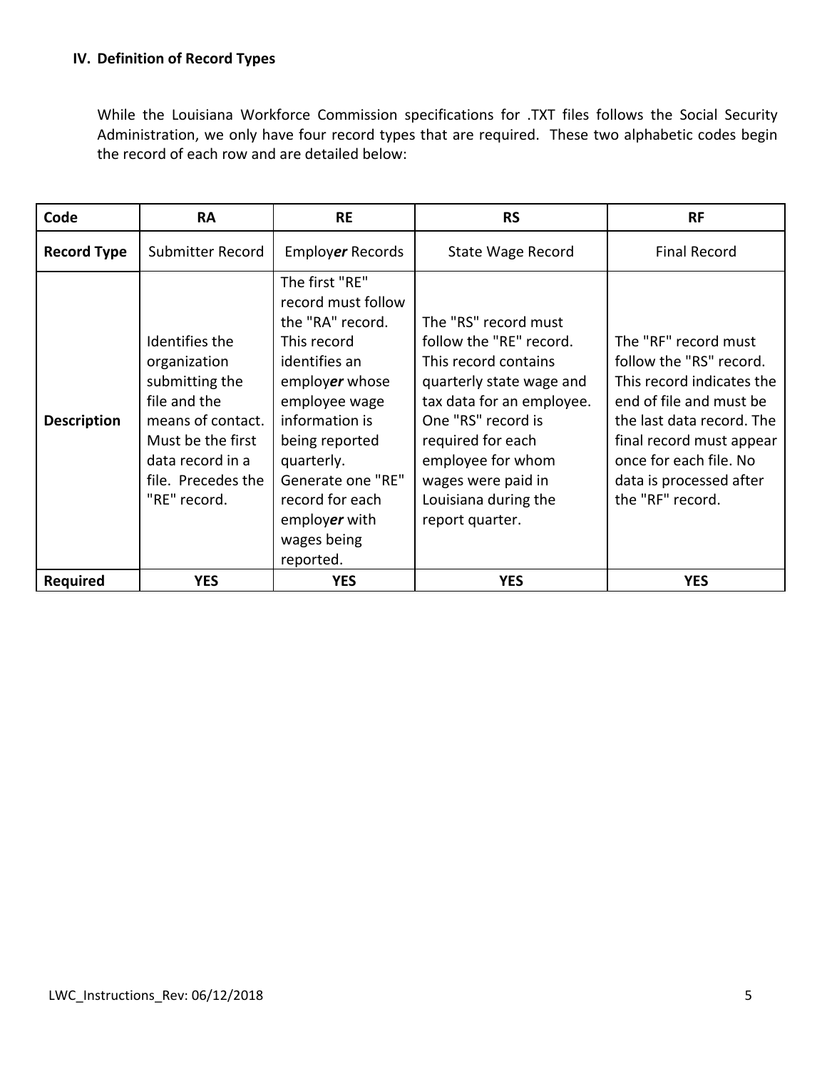## IV. Definition of Record Types

While the Louisiana Workforce Commission specifications for .TXT files follows the Social Security Administration, we only have four record types that are required. These two alphabetic codes begin the record of each row and are detailed below:

| **Code** | **RA** | **RE** | **RS** | **RF** |
|---|---|---|---|---|
| **Record Type** | Submitter Record | Employ***er*** Records | State Wage Record | Final Record |
| **Description** | Identifies the organization submitting the file and the means of contact. Must be the first data record in a file. Precedes the "RE" record. | The first "RE" record must follow the "RA" record. This record identifies an employ***er*** whose employee wage information is being reported quarterly. Generate one "RE" record for each employ***er*** with wages being reported. | The "RS" record must follow the "RE" record. This record contains quarterly state wage and tax data for an employee. One "RS" record is required for each employee for whom wages were paid in Louisiana during the report quarter. | The "RF" record must follow the "RS" record. This record indicates the end of file and must be the last data record. The final record must appear once for each file. No data is processed after the "RF" record. |
| **Required** | **YES** | **YES** | **YES** | **YES** |

LWC_Instructions_Rev: 06/12/2018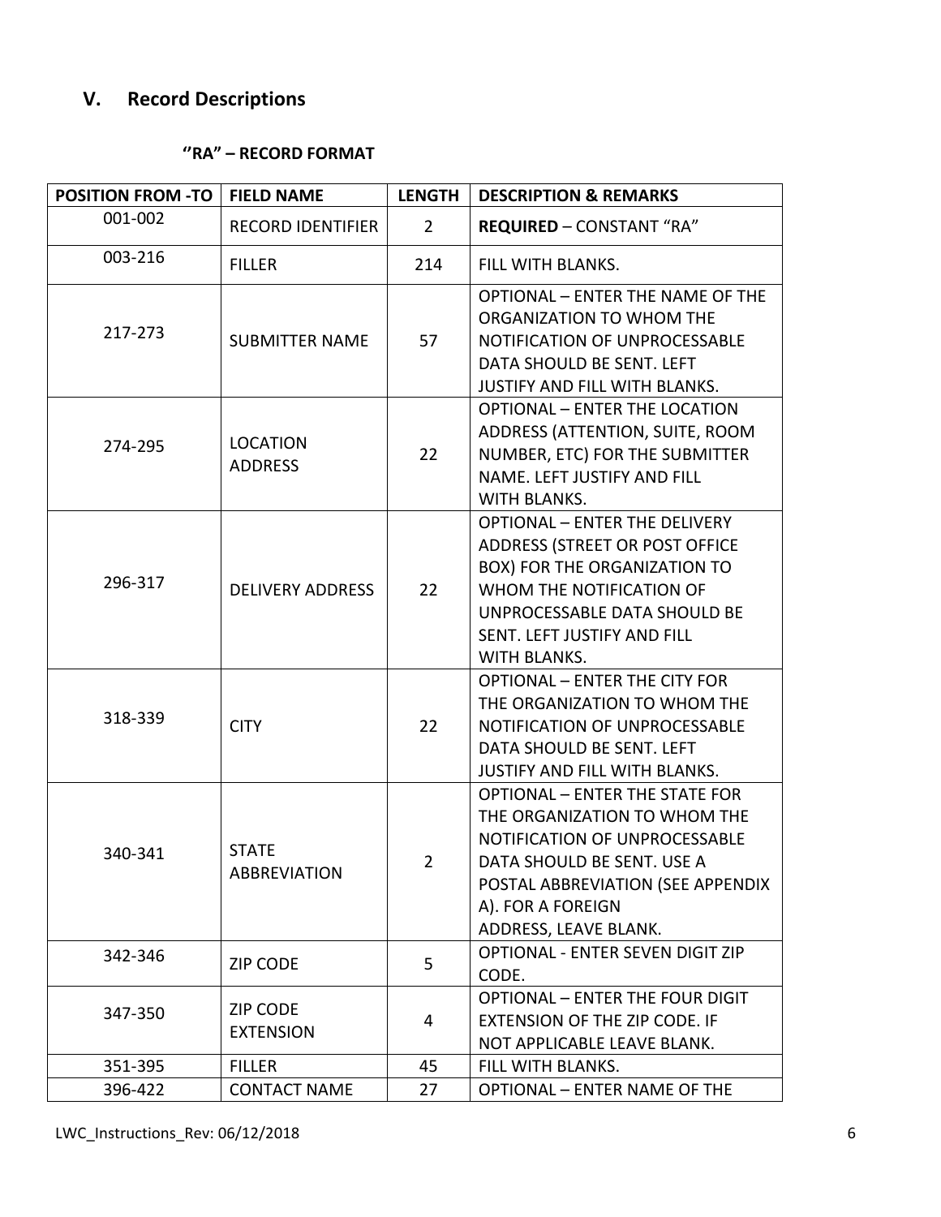## V. Record Descriptions

**''RA" – RECORD FORMAT**

| POSITION FROM -TO | FIELD NAME | LENGTH | DESCRIPTION & REMARKS |
|---|---|---|---|
| 001-002 | RECORD IDENTIFIER | 2 | **REQUIRED** – CONSTANT "RA" |
| 003-216 | FILLER | 214 | FILL WITH BLANKS. |
| 217-273 | SUBMITTER NAME | 57 | OPTIONAL – ENTER THE NAME OF THE ORGANIZATION TO WHOM THE NOTIFICATION OF UNPROCESSABLE DATA SHOULD BE SENT. LEFT JUSTIFY AND FILL WITH BLANKS. |
| 274-295 | LOCATION ADDRESS | 22 | OPTIONAL – ENTER THE LOCATION ADDRESS (ATTENTION, SUITE, ROOM NUMBER, ETC) FOR THE SUBMITTER NAME. LEFT JUSTIFY AND FILL WITH BLANKS. |
| 296-317 | DELIVERY ADDRESS | 22 | OPTIONAL – ENTER THE DELIVERY ADDRESS (STREET OR POST OFFICE BOX) FOR THE ORGANIZATION TO WHOM THE NOTIFICATION OF UNPROCESSABLE DATA SHOULD BE SENT. LEFT JUSTIFY AND FILL WITH BLANKS. |
| 318-339 | CITY | 22 | OPTIONAL – ENTER THE CITY FOR THE ORGANIZATION TO WHOM THE NOTIFICATION OF UNPROCESSABLE DATA SHOULD BE SENT. LEFT JUSTIFY AND FILL WITH BLANKS. |
| 340-341 | STATE ABBREVIATION | 2 | OPTIONAL – ENTER THE STATE FOR THE ORGANIZATION TO WHOM THE NOTIFICATION OF UNPROCESSABLE DATA SHOULD BE SENT. USE A POSTAL ABBREVIATION (SEE APPENDIX A). FOR A FOREIGN ADDRESS, LEAVE BLANK. |
| 342-346 | ZIP CODE | 5 | OPTIONAL - ENTER SEVEN DIGIT ZIP CODE. |
| 347-350 | ZIP CODE EXTENSION | 4 | OPTIONAL – ENTER THE FOUR DIGIT EXTENSION OF THE ZIP CODE. IF NOT APPLICABLE LEAVE BLANK. |
| 351-395 | FILLER | 45 | FILL WITH BLANKS. |
| 396-422 | CONTACT NAME | 27 | OPTIONAL – ENTER NAME OF THE |

LWC_Instructions_Rev: 06/12/2018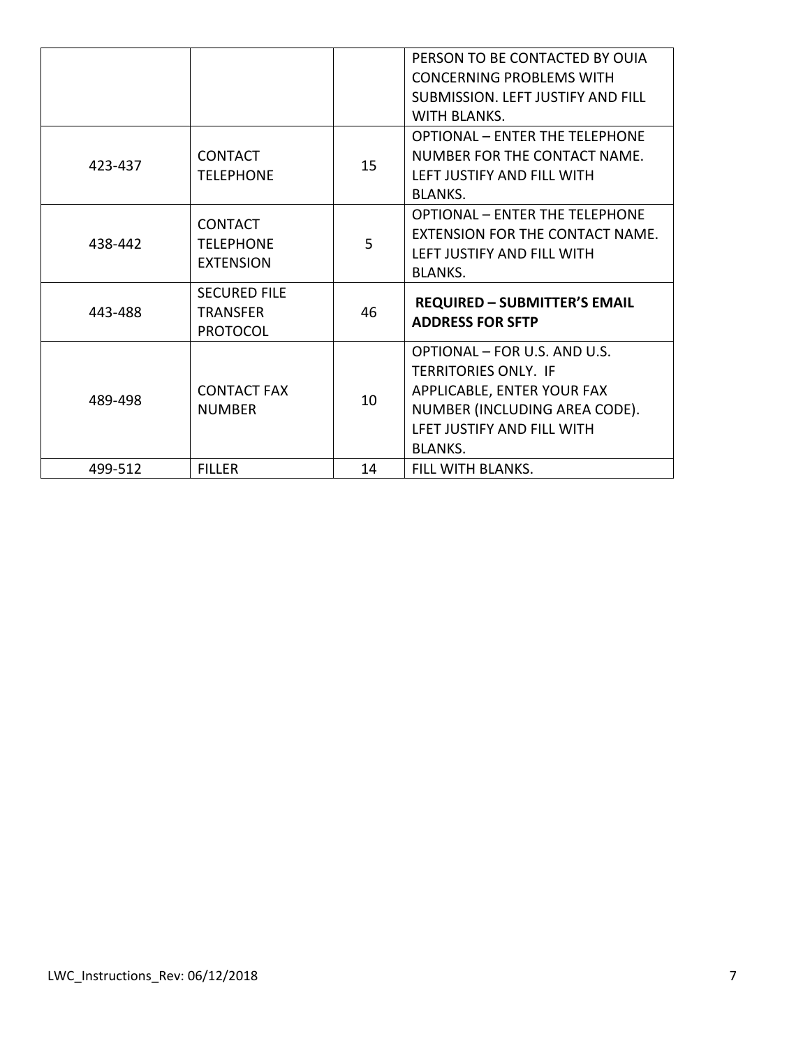| | | | |
|---|---|---|---|
| | | | PERSON TO BE CONTACTED BY OUIA CONCERNING PROBLEMS WITH SUBMISSION. LEFT JUSTIFY AND FILL WITH BLANKS. |
| 423-437 | CONTACT TELEPHONE | 15 | OPTIONAL – ENTER THE TELEPHONE NUMBER FOR THE CONTACT NAME. LEFT JUSTIFY AND FILL WITH BLANKS. |
| 438-442 | CONTACT TELEPHONE EXTENSION | 5 | OPTIONAL – ENTER THE TELEPHONE EXTENSION FOR THE CONTACT NAME. LEFT JUSTIFY AND FILL WITH BLANKS. |
| 443-488 | SECURED FILE TRANSFER PROTOCOL | 46 | **REQUIRED – SUBMITTER'S EMAIL ADDRESS FOR SFTP** |
| 489-498 | CONTACT FAX NUMBER | 10 | OPTIONAL – FOR U.S. AND U.S. TERRITORIES ONLY. IF APPLICABLE, ENTER YOUR FAX NUMBER (INCLUDING AREA CODE). LFET JUSTIFY AND FILL WITH BLANKS. |
| 499-512 | FILLER | 14 | FILL WITH BLANKS. |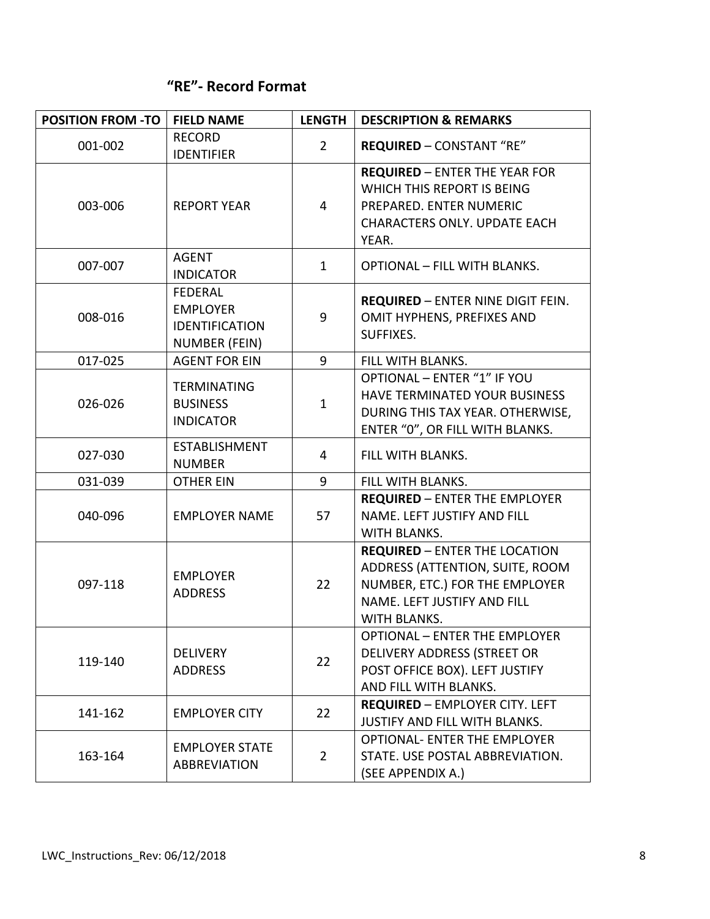## “RE”- Record Format

| POSITION FROM -TO | FIELD NAME | LENGTH | DESCRIPTION & REMARKS |
|---|---|---|---|
| 001-002 | RECORD IDENTIFIER | 2 | **REQUIRED** – CONSTANT “RE” |
| 003-006 | REPORT YEAR | 4 | **REQUIRED** – ENTER THE YEAR FOR WHICH THIS REPORT IS BEING PREPARED. ENTER NUMERIC CHARACTERS ONLY. UPDATE EACH YEAR. |
| 007-007 | AGENT INDICATOR | 1 | OPTIONAL – FILL WITH BLANKS. |
| 008-016 | FEDERAL EMPLOYER IDENTIFICATION NUMBER (FEIN) | 9 | **REQUIRED** – ENTER NINE DIGIT FEIN. OMIT HYPHENS, PREFIXES AND SUFFIXES. |
| 017-025 | AGENT FOR EIN | 9 | FILL WITH BLANKS. |
| 026-026 | TERMINATING BUSINESS INDICATOR | 1 | OPTIONAL – ENTER “1” IF YOU HAVE TERMINATED YOUR BUSINESS DURING THIS TAX YEAR. OTHERWISE, ENTER “0”, OR FILL WITH BLANKS. |
| 027-030 | ESTABLISHMENT NUMBER | 4 | FILL WITH BLANKS. |
| 031-039 | OTHER EIN | 9 | FILL WITH BLANKS. |
| 040-096 | EMPLOYER NAME | 57 | **REQUIRED** – ENTER THE EMPLOYER NAME. LEFT JUSTIFY AND FILL WITH BLANKS. |
| 097-118 | EMPLOYER ADDRESS | 22 | **REQUIRED** – ENTER THE LOCATION ADDRESS (ATTENTION, SUITE, ROOM NUMBER, ETC.) FOR THE EMPLOYER NAME. LEFT JUSTIFY AND FILL WITH BLANKS. |
| 119-140 | DELIVERY ADDRESS | 22 | OPTIONAL – ENTER THE EMPLOYER DELIVERY ADDRESS (STREET OR POST OFFICE BOX). LEFT JUSTIFY AND FILL WITH BLANKS. |
| 141-162 | EMPLOYER CITY | 22 | **REQUIRED** – EMPLOYER CITY. LEFT JUSTIFY AND FILL WITH BLANKS. |
| 163-164 | EMPLOYER STATE ABBREVIATION | 2 | OPTIONAL- ENTER THE EMPLOYER STATE. USE POSTAL ABBREVIATION. (SEE APPENDIX A.) |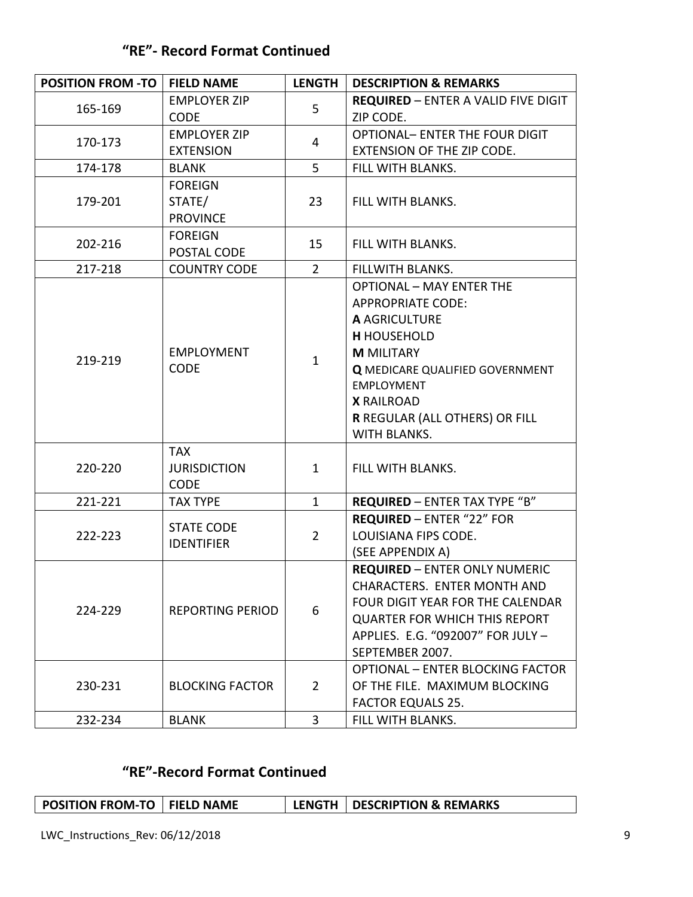### "RE"- Record Format Continued

| POSITION FROM -TO | FIELD NAME | LENGTH | DESCRIPTION & REMARKS |
|---|---|---|---|
| 165-169 | EMPLOYER ZIP CODE | 5 | **REQUIRED** – ENTER A VALID FIVE DIGIT ZIP CODE. |
| 170-173 | EMPLOYER ZIP EXTENSION | 4 | OPTIONAL– ENTER THE FOUR DIGIT EXTENSION OF THE ZIP CODE. |
| 174-178 | BLANK | 5 | FILL WITH BLANKS. |
| 179-201 | FOREIGN STATE/ PROVINCE | 23 | FILL WITH BLANKS. |
| 202-216 | FOREIGN POSTAL CODE | 15 | FILL WITH BLANKS. |
| 217-218 | COUNTRY CODE | 2 | FILLWITH BLANKS. |
| 219-219 | EMPLOYMENT CODE | 1 | OPTIONAL – MAY ENTER THE APPROPRIATE CODE:<br>**A** AGRICULTURE<br>**H** HOUSEHOLD<br>**M** MILITARY<br>**Q** MEDICARE QUALIFIED GOVERNMENT EMPLOYMENT<br>**X** RAILROAD<br>**R** REGULAR (ALL OTHERS) OR FILL WITH BLANKS. |
| 220-220 | TAX JURISDICTION CODE | 1 | FILL WITH BLANKS. |
| 221-221 | TAX TYPE | 1 | **REQUIRED** – ENTER TAX TYPE "B" |
| 222-223 | STATE CODE IDENTIFIER | 2 | **REQUIRED** – ENTER "22" FOR LOUISIANA FIPS CODE.<br>(SEE APPENDIX A) |
| 224-229 | REPORTING PERIOD | 6 | **REQUIRED** – ENTER ONLY NUMERIC CHARACTERS. ENTER MONTH AND FOUR DIGIT YEAR FOR THE CALENDAR QUARTER FOR WHICH THIS REPORT APPLIES. E.G. "092007" FOR JULY – SEPTEMBER 2007. |
| 230-231 | BLOCKING FACTOR | 2 | OPTIONAL – ENTER BLOCKING FACTOR OF THE FILE. MAXIMUM BLOCKING FACTOR EQUALS 25. |
| 232-234 | BLANK | 3 | FILL WITH BLANKS. |

### "RE"-Record Format Continued

| POSITION FROM-TO | FIELD NAME | LENGTH | DESCRIPTION & REMARKS |
|---|---|---|---|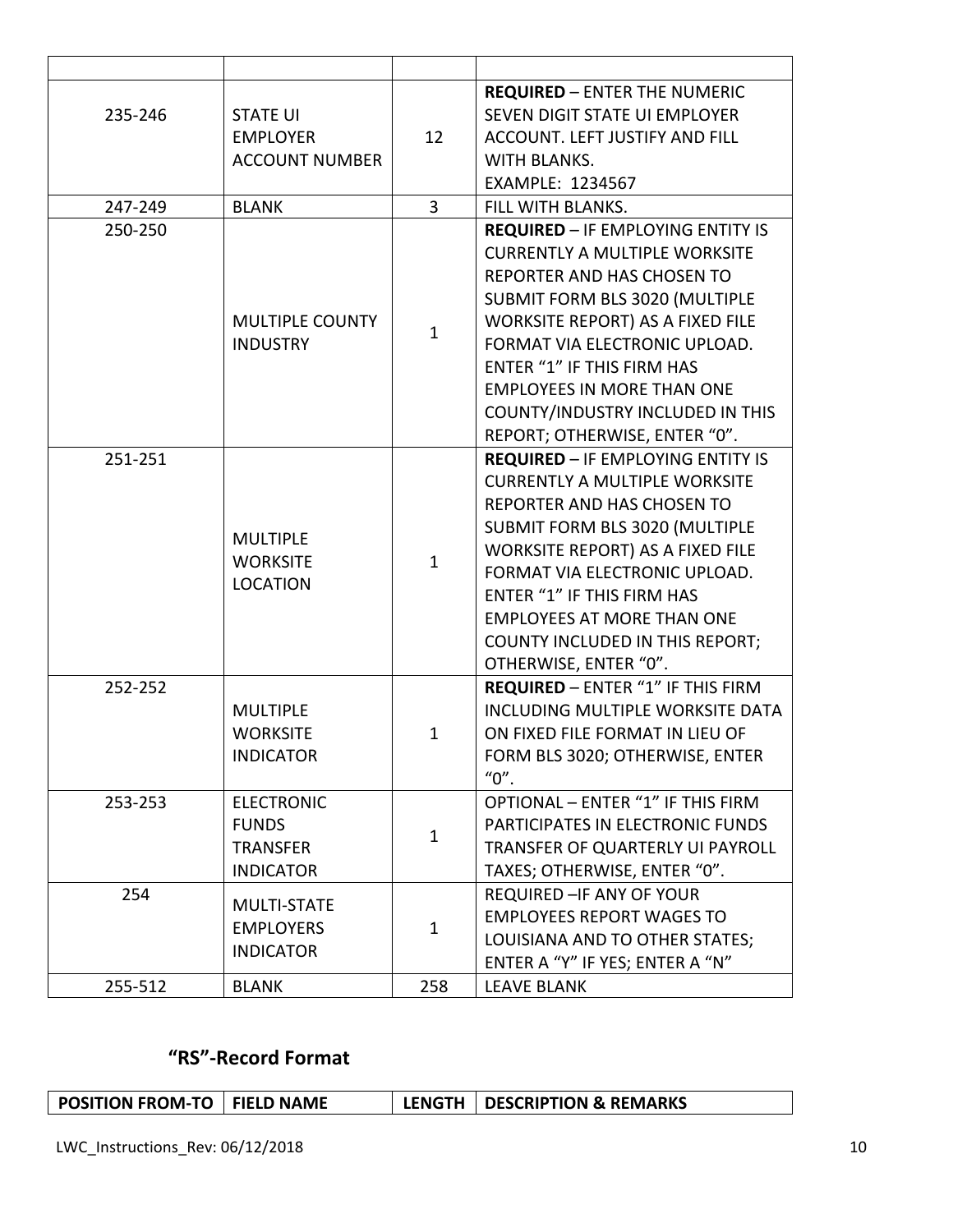| | | | |
|---|---|---|---|
| 235-246 | STATE UI EMPLOYER ACCOUNT NUMBER | 12 | **REQUIRED** – ENTER THE NUMERIC SEVEN DIGIT STATE UI EMPLOYER ACCOUNT. LEFT JUSTIFY AND FILL WITH BLANKS. EXAMPLE: 1234567 |
| 247-249 | BLANK | 3 | FILL WITH BLANKS. |
| 250-250 | MULTIPLE COUNTY INDUSTRY | 1 | **REQUIRED** – IF EMPLOYING ENTITY IS CURRENTLY A MULTIPLE WORKSITE REPORTER AND HAS CHOSEN TO SUBMIT FORM BLS 3020 (MULTIPLE WORKSITE REPORT) AS A FIXED FILE FORMAT VIA ELECTRONIC UPLOAD. ENTER "1" IF THIS FIRM HAS EMPLOYEES IN MORE THAN ONE COUNTY/INDUSTRY INCLUDED IN THIS REPORT; OTHERWISE, ENTER "0". |
| 251-251 | MULTIPLE WORKSITE LOCATION | 1 | **REQUIRED** – IF EMPLOYING ENTITY IS CURRENTLY A MULTIPLE WORKSITE REPORTER AND HAS CHOSEN TO SUBMIT FORM BLS 3020 (MULTIPLE WORKSITE REPORT) AS A FIXED FILE FORMAT VIA ELECTRONIC UPLOAD. ENTER "1" IF THIS FIRM HAS EMPLOYEES AT MORE THAN ONE COUNTY INCLUDED IN THIS REPORT; OTHERWISE, ENTER "0". |
| 252-252 | MULTIPLE WORKSITE INDICATOR | 1 | **REQUIRED** – ENTER "1" IF THIS FIRM INCLUDING MULTIPLE WORKSITE DATA ON FIXED FILE FORMAT IN LIEU OF FORM BLS 3020; OTHERWISE, ENTER "0". |
| 253-253 | ELECTRONIC FUNDS TRANSFER INDICATOR | 1 | OPTIONAL – ENTER "1" IF THIS FIRM PARTICIPATES IN ELECTRONIC FUNDS TRANSFER OF QUARTERLY UI PAYROLL TAXES; OTHERWISE, ENTER "0". |
| 254 | MULTI-STATE EMPLOYERS INDICATOR | 1 | REQUIRED –IF ANY OF YOUR EMPLOYEES REPORT WAGES TO LOUISIANA AND TO OTHER STATES; ENTER A "Y" IF YES; ENTER A "N" |
| 255-512 | BLANK | 258 | LEAVE BLANK |

## "RS"-Record Format

| POSITION FROM-TO | FIELD NAME | LENGTH | DESCRIPTION & REMARKS |
|---|---|---|---|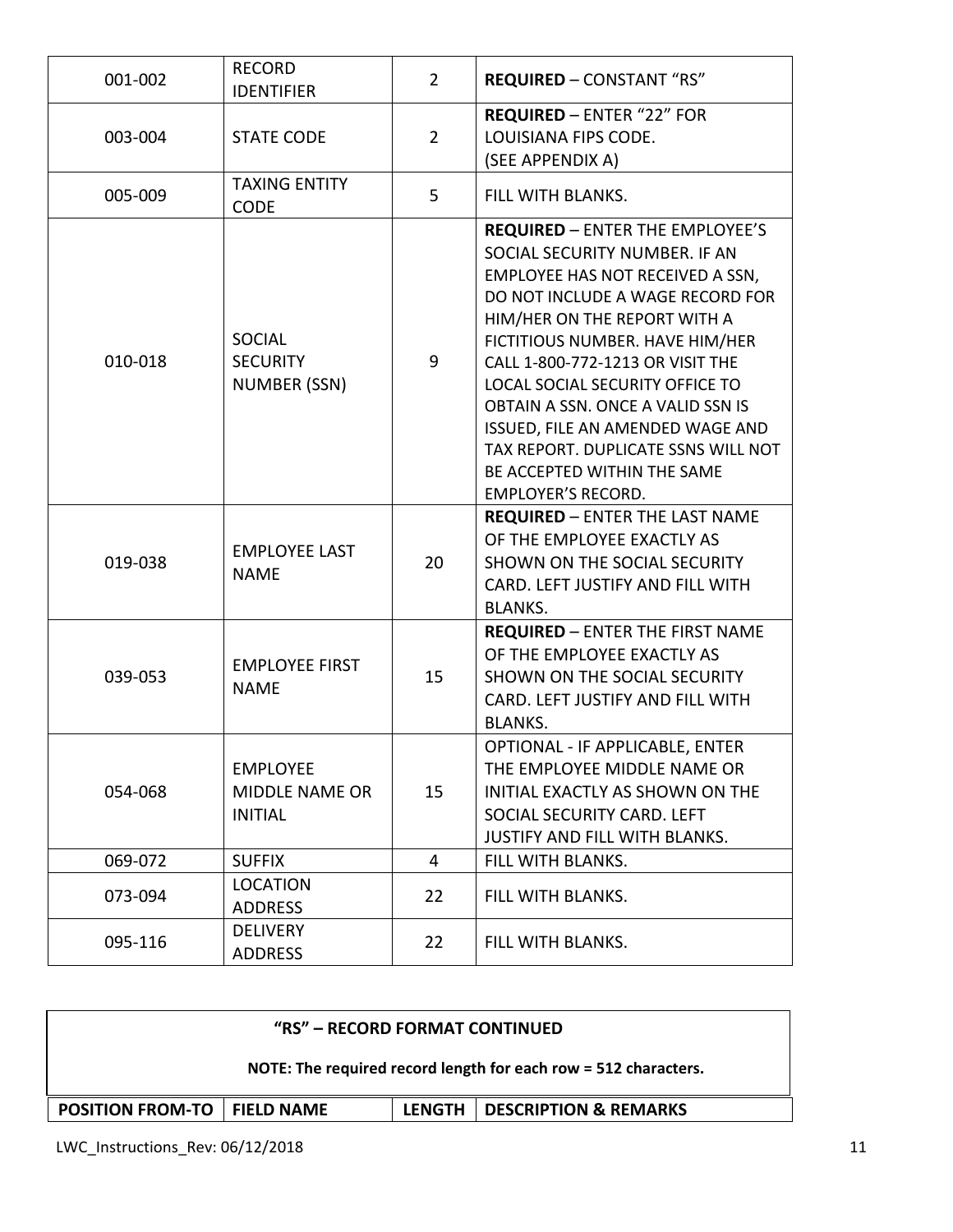| | | | |
|---|---|---|---|
| 001-002 | RECORD IDENTIFIER | 2 | **REQUIRED** – CONSTANT "RS" |
| 003-004 | STATE CODE | 2 | **REQUIRED** – ENTER "22" FOR LOUISIANA FIPS CODE. (SEE APPENDIX A) |
| 005-009 | TAXING ENTITY CODE | 5 | FILL WITH BLANKS. |
| 010-018 | SOCIAL SECURITY NUMBER (SSN) | 9 | **REQUIRED** – ENTER THE EMPLOYEE'S SOCIAL SECURITY NUMBER. IF AN EMPLOYEE HAS NOT RECEIVED A SSN, DO NOT INCLUDE A WAGE RECORD FOR HIM/HER ON THE REPORT WITH A FICTITIOUS NUMBER. HAVE HIM/HER CALL 1-800-772-1213 OR VISIT THE LOCAL SOCIAL SECURITY OFFICE TO OBTAIN A SSN. ONCE A VALID SSN IS ISSUED, FILE AN AMENDED WAGE AND TAX REPORT. DUPLICATE SSNS WILL NOT BE ACCEPTED WITHIN THE SAME EMPLOYER'S RECORD. |
| 019-038 | EMPLOYEE LAST NAME | 20 | **REQUIRED** – ENTER THE LAST NAME OF THE EMPLOYEE EXACTLY AS SHOWN ON THE SOCIAL SECURITY CARD. LEFT JUSTIFY AND FILL WITH BLANKS. |
| 039-053 | EMPLOYEE FIRST NAME | 15 | **REQUIRED** – ENTER THE FIRST NAME OF THE EMPLOYEE EXACTLY AS SHOWN ON THE SOCIAL SECURITY CARD. LEFT JUSTIFY AND FILL WITH BLANKS. |
| 054-068 | EMPLOYEE MIDDLE NAME OR INITIAL | 15 | OPTIONAL - IF APPLICABLE, ENTER THE EMPLOYEE MIDDLE NAME OR INITIAL EXACTLY AS SHOWN ON THE SOCIAL SECURITY CARD. LEFT JUSTIFY AND FILL WITH BLANKS. |
| 069-072 | SUFFIX | 4 | FILL WITH BLANKS. |
| 073-094 | LOCATION ADDRESS | 22 | FILL WITH BLANKS. |
| 095-116 | DELIVERY ADDRESS | 22 | FILL WITH BLANKS. |

**"RS" – RECORD FORMAT CONTINUED**

**NOTE: The required record length for each row = 512 characters.**

| POSITION FROM-TO | FIELD NAME | LENGTH | DESCRIPTION & REMARKS |
|---|---|---|---|

LWC_Instructions_Rev: 06/12/2018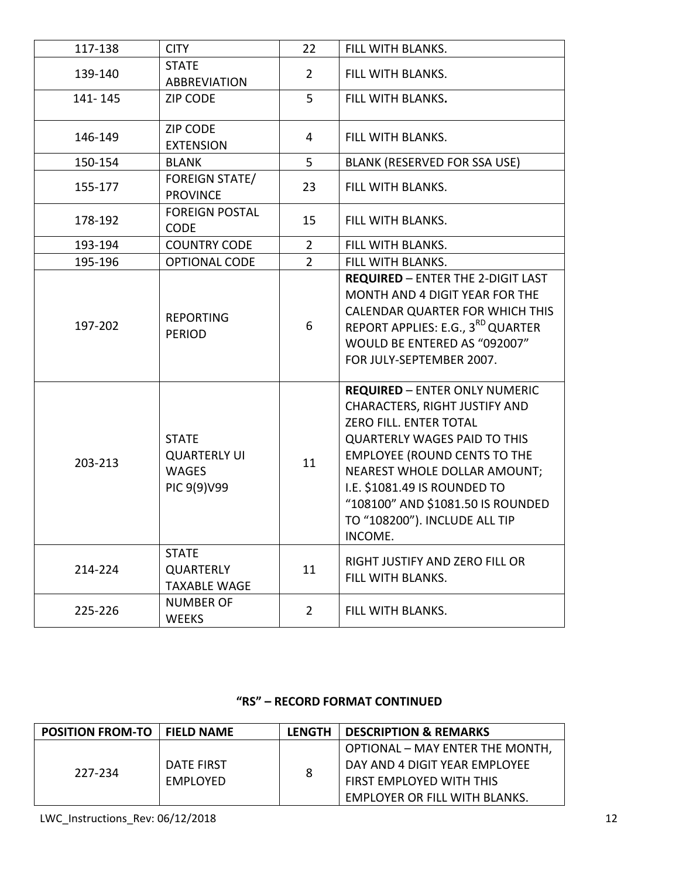| | | | |
|---|---|---|---|
| 117-138 | CITY | 22 | FILL WITH BLANKS. |
| 139-140 | STATE ABBREVIATION | 2 | FILL WITH BLANKS. |
| 141- 145 | ZIP CODE | 5 | FILL WITH BLANKS**.** |
| 146-149 | ZIP CODE EXTENSION | 4 | FILL WITH BLANKS. |
| 150-154 | BLANK | 5 | BLANK (RESERVED FOR SSA USE) |
| 155-177 | FOREIGN STATE/ PROVINCE | 23 | FILL WITH BLANKS. |
| 178-192 | FOREIGN POSTAL CODE | 15 | FILL WITH BLANKS. |
| 193-194 | COUNTRY CODE | 2 | FILL WITH BLANKS. |
| 195-196 | OPTIONAL CODE | 2 | FILL WITH BLANKS. |
| 197-202 | REPORTING PERIOD | 6 | **REQUIRED** – ENTER THE 2-DIGIT LAST MONTH AND 4 DIGIT YEAR FOR THE CALENDAR QUARTER FOR WHICH THIS REPORT APPLIES: E.G., 3RD QUARTER WOULD BE ENTERED AS "092007" FOR JULY-SEPTEMBER 2007. |
| 203-213 | STATE QUARTERLY UI WAGES PIC 9(9)V99 | 11 | **REQUIRED** – ENTER ONLY NUMERIC CHARACTERS, RIGHT JUSTIFY AND ZERO FILL. ENTER TOTAL QUARTERLY WAGES PAID TO THIS EMPLOYEE (ROUND CENTS TO THE NEAREST WHOLE DOLLAR AMOUNT; I.E. $1081.49 IS ROUNDED TO "108100" AND $1081.50 IS ROUNDED TO "108200"). INCLUDE ALL TIP INCOME. |
| 214-224 | STATE QUARTERLY TAXABLE WAGE | 11 | RIGHT JUSTIFY AND ZERO FILL OR FILL WITH BLANKS. |
| 225-226 | NUMBER OF WEEKS | 2 | FILL WITH BLANKS. |

### "RS" – RECORD FORMAT CONTINUED

| POSITION FROM-TO | FIELD NAME | LENGTH | DESCRIPTION & REMARKS |
|---|---|---|---|
| 227-234 | DATE FIRST EMPLOYED | 8 | OPTIONAL – MAY ENTER THE MONTH, DAY AND 4 DIGIT YEAR EMPLOYEE FIRST EMPLOYED WITH THIS EMPLOYER OR FILL WITH BLANKS. |

LWC_Instructions_Rev: 06/12/2018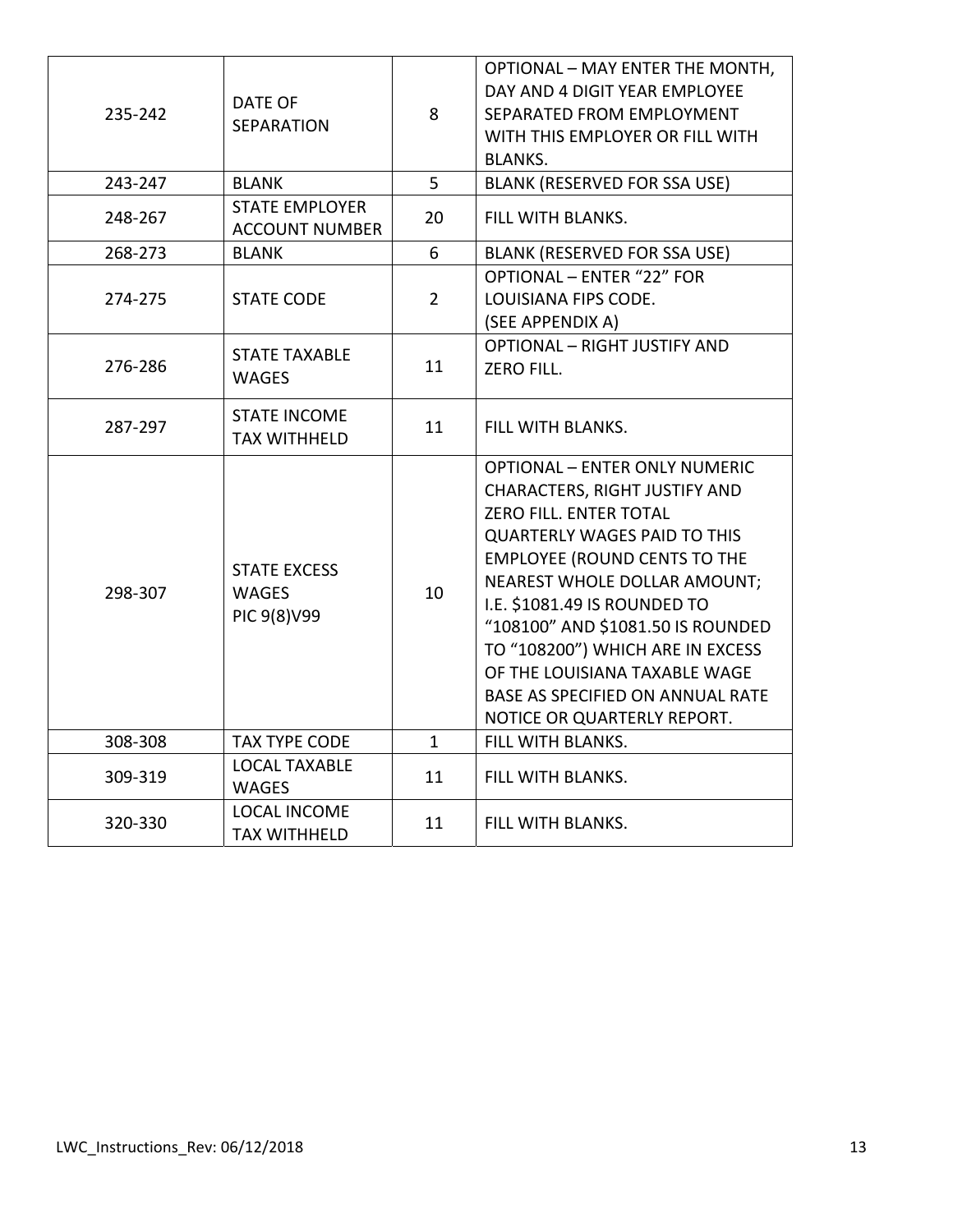| | | | |
|---|---|---|---|
| 235-242 | DATE OF SEPARATION | 8 | OPTIONAL – MAY ENTER THE MONTH, DAY AND 4 DIGIT YEAR EMPLOYEE SEPARATED FROM EMPLOYMENT WITH THIS EMPLOYER OR FILL WITH BLANKS. |
| 243-247 | BLANK | 5 | BLANK (RESERVED FOR SSA USE) |
| 248-267 | STATE EMPLOYER ACCOUNT NUMBER | 20 | FILL WITH BLANKS. |
| 268-273 | BLANK | 6 | BLANK (RESERVED FOR SSA USE) |
| 274-275 | STATE CODE | 2 | OPTIONAL – ENTER “22” FOR LOUISIANA FIPS CODE. (SEE APPENDIX A) |
| 276-286 | STATE TAXABLE WAGES | 11 | OPTIONAL – RIGHT JUSTIFY AND ZERO FILL. |
| 287-297 | STATE INCOME TAX WITHHELD | 11 | FILL WITH BLANKS. |
| 298-307 | STATE EXCESS WAGES PIC 9(8)V99 | 10 | OPTIONAL – ENTER ONLY NUMERIC CHARACTERS, RIGHT JUSTIFY AND ZERO FILL. ENTER TOTAL QUARTERLY WAGES PAID TO THIS EMPLOYEE (ROUND CENTS TO THE NEAREST WHOLE DOLLAR AMOUNT; I.E. $1081.49 IS ROUNDED TO “108100” AND $1081.50 IS ROUNDED TO “108200”) WHICH ARE IN EXCESS OF THE LOUISIANA TAXABLE WAGE BASE AS SPECIFIED ON ANNUAL RATE NOTICE OR QUARTERLY REPORT. |
| 308-308 | TAX TYPE CODE | 1 | FILL WITH BLANKS. |
| 309-319 | LOCAL TAXABLE WAGES | 11 | FILL WITH BLANKS. |
| 320-330 | LOCAL INCOME TAX WITHHELD | 11 | FILL WITH BLANKS. |

LWC_Instructions_Rev: 06/12/2018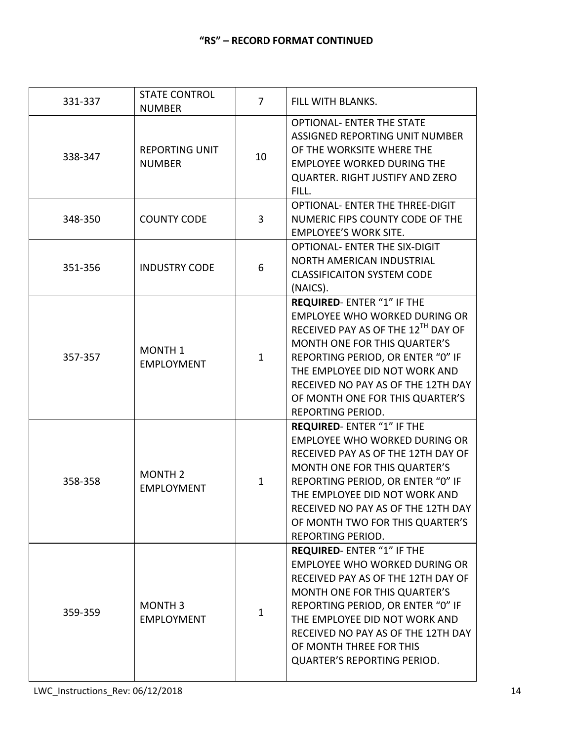## "RS" – RECORD FORMAT CONTINUED

| | | | |
|---|---|---|---|
| 331-337 | STATE CONTROL NUMBER | 7 | FILL WITH BLANKS. |
| 338-347 | REPORTING UNIT NUMBER | 10 | OPTIONAL- ENTER THE STATE ASSIGNED REPORTING UNIT NUMBER OF THE WORKSITE WHERE THE EMPLOYEE WORKED DURING THE QUARTER. RIGHT JUSTIFY AND ZERO FILL. |
| 348-350 | COUNTY CODE | 3 | OPTIONAL- ENTER THE THREE-DIGIT NUMERIC FIPS COUNTY CODE OF THE EMPLOYEE'S WORK SITE. |
| 351-356 | INDUSTRY CODE | 6 | OPTIONAL- ENTER THE SIX-DIGIT NORTH AMERICAN INDUSTRIAL CLASSIFICAITON SYSTEM CODE (NAICS). |
| 357-357 | MONTH 1 EMPLOYMENT | 1 | **REQUIRED**- ENTER "1" IF THE EMPLOYEE WHO WORKED DURING OR RECEIVED PAY AS OF THE 12TH DAY OF MONTH ONE FOR THIS QUARTER'S REPORTING PERIOD, OR ENTER "0" IF THE EMPLOYEE DID NOT WORK AND RECEIVED NO PAY AS OF THE 12TH DAY OF MONTH ONE FOR THIS QUARTER'S REPORTING PERIOD. |
| 358-358 | MONTH 2 EMPLOYMENT | 1 | **REQUIRED**- ENTER "1" IF THE EMPLOYEE WHO WORKED DURING OR RECEIVED PAY AS OF THE 12TH DAY OF MONTH ONE FOR THIS QUARTER'S REPORTING PERIOD, OR ENTER "0" IF THE EMPLOYEE DID NOT WORK AND RECEIVED NO PAY AS OF THE 12TH DAY OF MONTH TWO FOR THIS QUARTER'S REPORTING PERIOD. |
| 359-359 | MONTH 3 EMPLOYMENT | 1 | **REQUIRED**- ENTER "1" IF THE EMPLOYEE WHO WORKED DURING OR RECEIVED PAY AS OF THE 12TH DAY OF MONTH ONE FOR THIS QUARTER'S REPORTING PERIOD, OR ENTER "0" IF THE EMPLOYEE DID NOT WORK AND RECEIVED NO PAY AS OF THE 12TH DAY OF MONTH THREE FOR THIS QUARTER'S REPORTING PERIOD. |

LWC_Instructions_Rev: 06/12/2018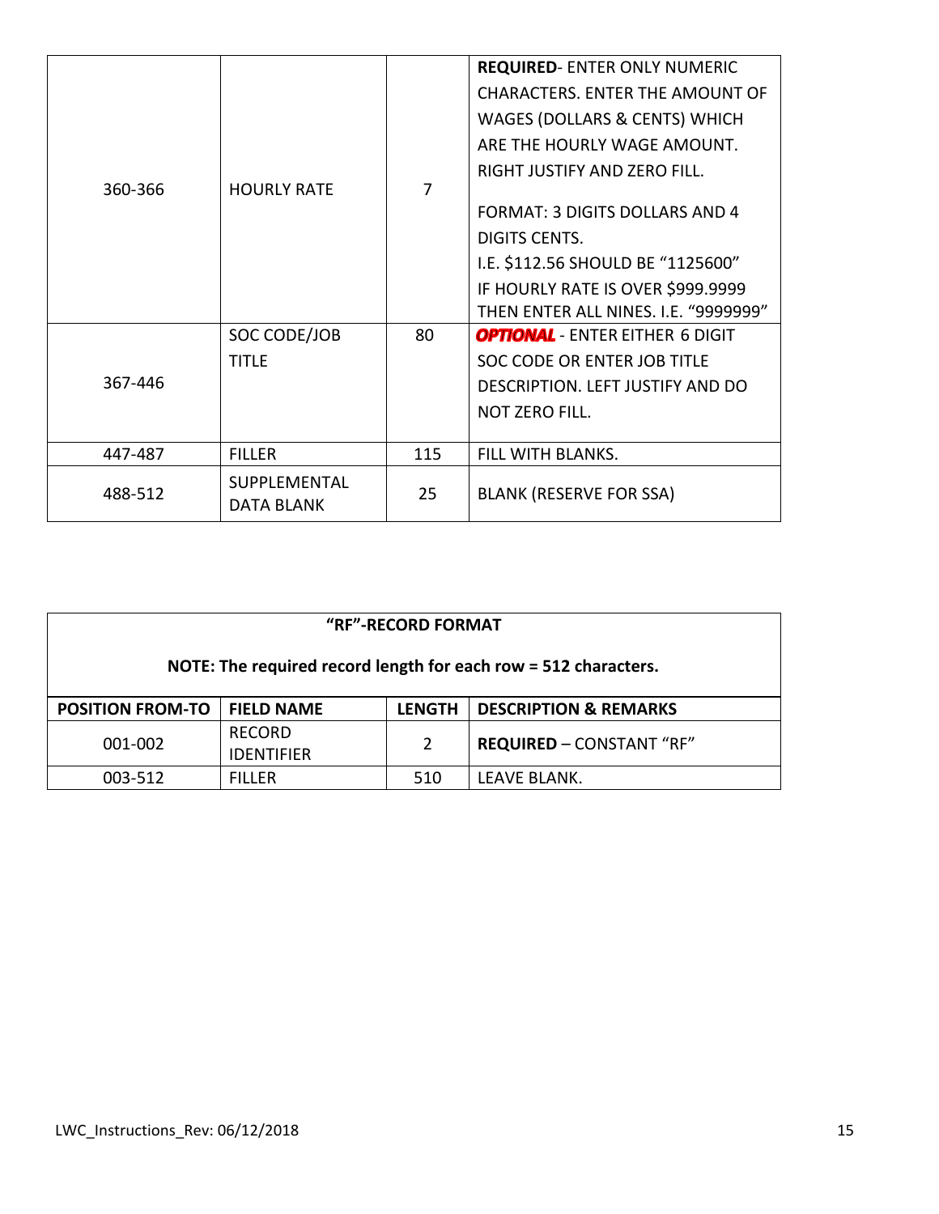| | | | |
|---|---|---|---|
| 360-366 | HOURLY RATE | 7 | **REQUIRED**- ENTER ONLY NUMERIC CHARACTERS. ENTER THE AMOUNT OF WAGES (DOLLARS & CENTS) WHICH ARE THE HOURLY WAGE AMOUNT. RIGHT JUSTIFY AND ZERO FILL.<br><br>FORMAT: 3 DIGITS DOLLARS AND 4 DIGITS CENTS.<br>I.E. $112.56 SHOULD BE "1125600"<br>IF HOURLY RATE IS OVER $999.9999 THEN ENTER ALL NINES. I.E. "9999999" |
| 367-446 | SOC CODE/JOB TITLE | 80 | ***OPTIONAL*** - ENTER EITHER 6 DIGIT SOC CODE OR ENTER JOB TITLE DESCRIPTION. LEFT JUSTIFY AND DO NOT ZERO FILL. |
| 447-487 | FILLER | 115 | FILL WITH BLANKS. |
| 488-512 | SUPPLEMENTAL DATA BLANK | 25 | BLANK (RESERVE FOR SSA) |

**"RF"-RECORD FORMAT**

**NOTE: The required record length for each row = 512 characters.**

| POSITION FROM-TO | FIELD NAME | LENGTH | DESCRIPTION & REMARKS |
|---|---|---|---|
| 001-002 | RECORD IDENTIFIER | 2 | **REQUIRED** – CONSTANT "RF" |
| 003-512 | FILLER | 510 | LEAVE BLANK. |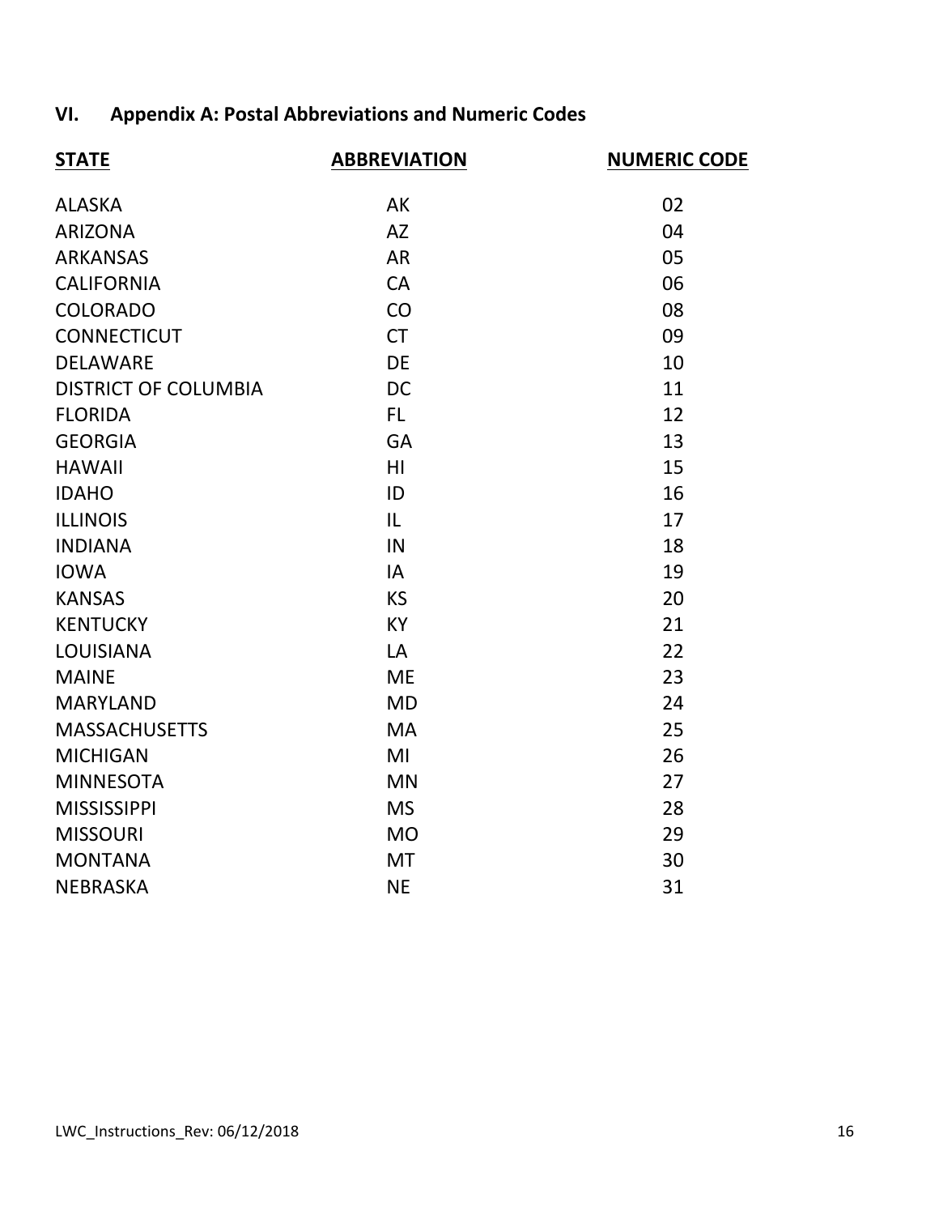## VI. Appendix A: Postal Abbreviations and Numeric Codes

| STATE | ABBREVIATION | NUMERIC CODE |
|---|---|---|
| ALASKA | AK | 02 |
| ARIZONA | AZ | 04 |
| ARKANSAS | AR | 05 |
| CALIFORNIA | CA | 06 |
| COLORADO | CO | 08 |
| CONNECTICUT | CT | 09 |
| DELAWARE | DE | 10 |
| DISTRICT OF COLUMBIA | DC | 11 |
| FLORIDA | FL | 12 |
| GEORGIA | GA | 13 |
| HAWAII | HI | 15 |
| IDAHO | ID | 16 |
| ILLINOIS | IL | 17 |
| INDIANA | IN | 18 |
| IOWA | IA | 19 |
| KANSAS | KS | 20 |
| KENTUCKY | KY | 21 |
| LOUISIANA | LA | 22 |
| MAINE | ME | 23 |
| MARYLAND | MD | 24 |
| MASSACHUSETTS | MA | 25 |
| MICHIGAN | MI | 26 |
| MINNESOTA | MN | 27 |
| MISSISSIPPI | MS | 28 |
| MISSOURI | MO | 29 |
| MONTANA | MT | 30 |
| NEBRASKA | NE | 31 |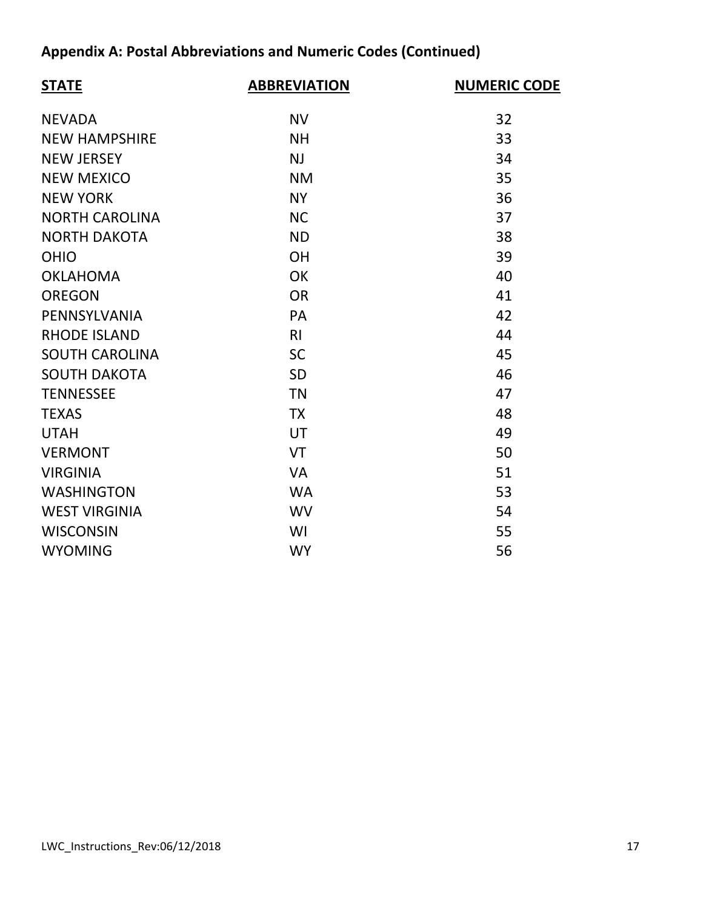**Appendix A: Postal Abbreviations and Numeric Codes (Continued)**

| STATE | ABBREVIATION | NUMERIC CODE |
|---|---|---|
| NEVADA | NV | 32 |
| NEW HAMPSHIRE | NH | 33 |
| NEW JERSEY | NJ | 34 |
| NEW MEXICO | NM | 35 |
| NEW YORK | NY | 36 |
| NORTH CAROLINA | NC | 37 |
| NORTH DAKOTA | ND | 38 |
| OHIO | OH | 39 |
| OKLAHOMA | OK | 40 |
| OREGON | OR | 41 |
| PENNSYLVANIA | PA | 42 |
| RHODE ISLAND | RI | 44 |
| SOUTH CAROLINA | SC | 45 |
| SOUTH DAKOTA | SD | 46 |
| TENNESSEE | TN | 47 |
| TEXAS | TX | 48 |
| UTAH | UT | 49 |
| VERMONT | VT | 50 |
| VIRGINIA | VA | 51 |
| WASHINGTON | WA | 53 |
| WEST VIRGINIA | WV | 54 |
| WISCONSIN | WI | 55 |
| WYOMING | WY | 56 |

LWC_Instructions_Rev:06/12/2018